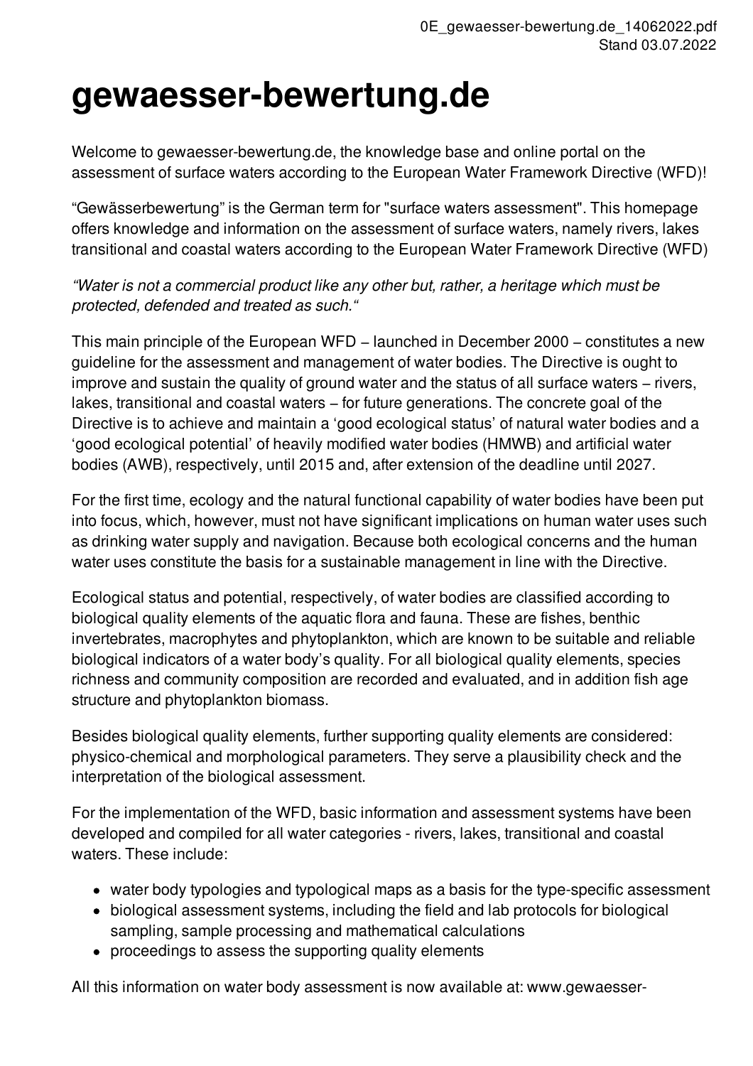# gewaesser-bewertung.de

Welcome to gewaesser-bewertung.de, the knowledge base and online portal on the assessment of surface waters according to the European Water Framework Directive (WFD)!

“Gewässerbewertung” is the German term for "surface waters assessment". This homepage offers knowledge and information on the assessment of surface waters, namely rivers, lakes transitional and coastal waters according to the European Water Framework Directive (WFD)

*“Water is not a commercial product like any other but, rather, a heritage which must be protected, defended and treated as such.“*

This main principle of the European WFD – launched in December 2000 – constitutes a new guideline for the assessment and management of water bodies. The Directive is ought to improve and sustain the quality of ground water and the status of all surface waters – rivers, lakes, transitional and coastal waters – for future generations. The concrete goal of the Directive is to achieve and maintain a ‘good ecological status’ of natural water bodies and a ‘good ecological potential’ of heavily modified water bodies (HMWB) and artificial water bodies (AWB), respectively, until 2015 and, after extension of the deadline until 2027.

For the first time, ecology and the natural functional capability of water bodies have been put into focus, which, however, must not have significant implications on human water uses such as drinking water supply and navigation. Because both ecological concerns and the human water uses constitute the basis for a sustainable management in line with the Directive.

Ecological status and potential, respectively, of water bodies are classified according to biological quality elements of the aquatic flora and fauna. These are fishes, benthic invertebrates, macrophytes and phytoplankton, which are known to be suitable and reliable biological indicators of a water body’s quality. For all biological quality elements, species richness and community composition are recorded and evaluated, and in addition fish age structure and phytoplankton biomass.

Besides biological quality elements, further supporting quality elements are considered: physico-chemical and morphological parameters. They serve a plausibility check and the interpretation of the biological assessment.

For the implementation of the WFD, basic information and assessment systems have been developed and compiled for all water categories - rivers, lakes, transitional and coastal waters. These include:

- water body typologies and typological maps as a basis for the type-specific assessment
- biological assessment systems, including the field and lab protocols for biological sampling, sample processing and mathematical calculations
- proceedings to assess the supporting quality elements

All this information on water body assessment is now available at: www.gewaesser-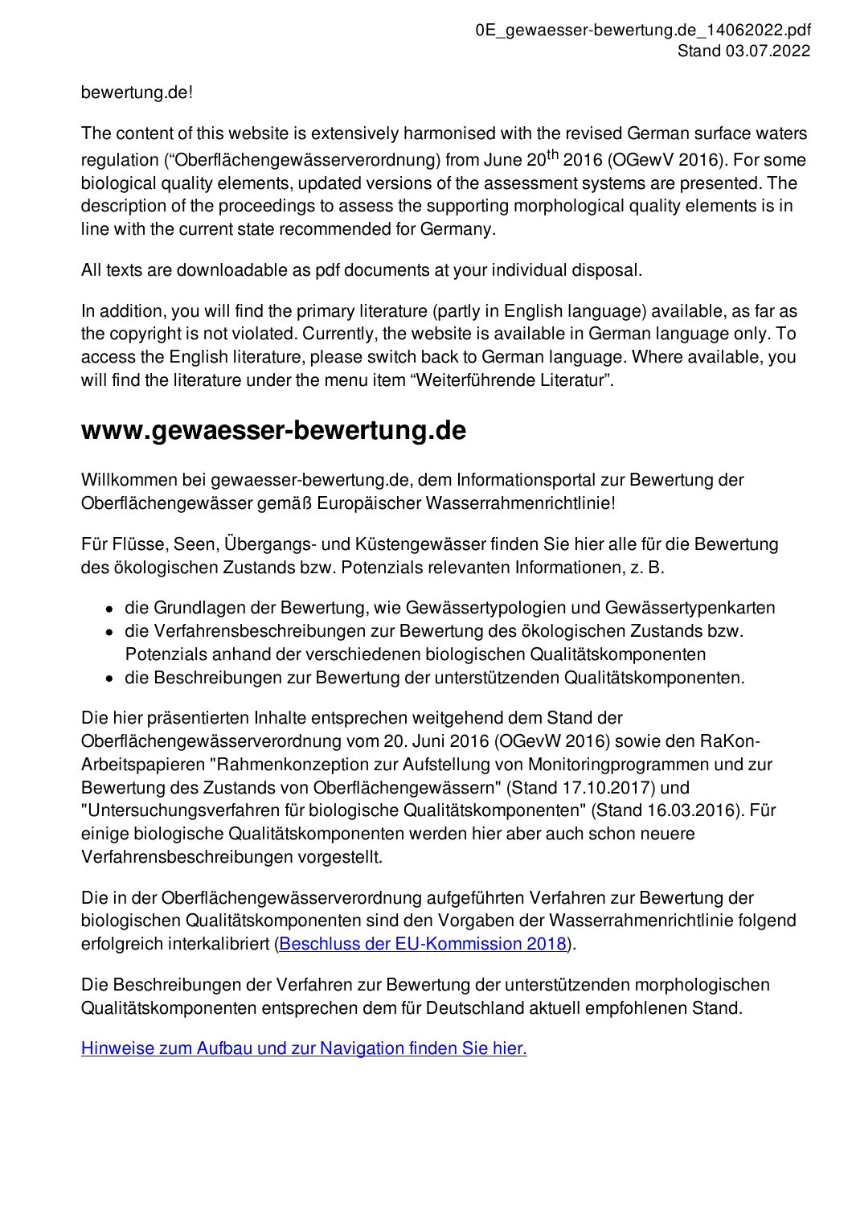bewertung.de!

The content of this website is extensively harmonised with the revised German surface waters regulation ("Oberflächengewässerverordnung) from June 20th 2016 (OGewV 2016). For some biological quality elements, updated versions of the assessment systems are presented. The description of the proceedings to assess the supporting morphological quality elements is in line with the current state recommended for Germany.

All texts are downloadable as pdf documents at your individual disposal.

In addition, you will find the primary literature (partly in English language) available, as far as the copyright is not violated. Currently, the website is available in German language only. To access the English literature, please switch back to German language. Where available, you will find the literature under the menu item "Weiterführende Literatur".

## www.gewaesser-bewertung.de

Willkommen bei gewaesser-bewertung.de, dem Informationsportal zur Bewertung der Oberflächengewässer gemäß Europäischer Wasserrahmenrichtlinie!

Für Flüsse, Seen, Übergangs- und Küstengewässer finden Sie hier alle für die Bewertung des ökologischen Zustands bzw. Potenzials relevanten Informationen, z. B.

- die Grundlagen der Bewertung, wie Gewässertypologien und Gewässertypenkarten
- die Verfahrensbeschreibungen zur Bewertung des ökologischen Zustands bzw. Potenzials anhand der verschiedenen biologischen Qualitätskomponenten
- die Beschreibungen zur Bewertung der unterstützenden Qualitätskomponenten.

Die hier präsentierten Inhalte entsprechen weitgehend dem Stand der Oberflächengewässerverordnung vom 20. Juni 2016 (OGevW 2016) sowie den RaKon-Arbeitspapieren "Rahmenkonzeption zur Aufstellung von Monitoringprogrammen und zur Bewertung des Zustands von Oberflächengewässern" (Stand 17.10.2017) und "Untersuchungsverfahren für biologische Qualitätskomponenten" (Stand 16.03.2016). Für einige biologische Qualitätskomponenten werden hier aber auch schon neuere Verfahrensbeschreibungen vorgestellt.

Die in der Oberflächengewässerverordnung aufgeführten Verfahren zur Bewertung der biologischen Qualitätskomponenten sind den Vorgaben der Wasserrahmenrichtlinie folgend erfolgreich interkalibriert (Beschluss der EU-Kommission 2018).

Die Beschreibungen der Verfahren zur Bewertung der unterstützenden morphologischen Qualitätskomponenten entsprechen dem für Deutschland aktuell empfohlenen Stand.

Hinweise zum Aufbau und zur Navigation finden Sie hier.